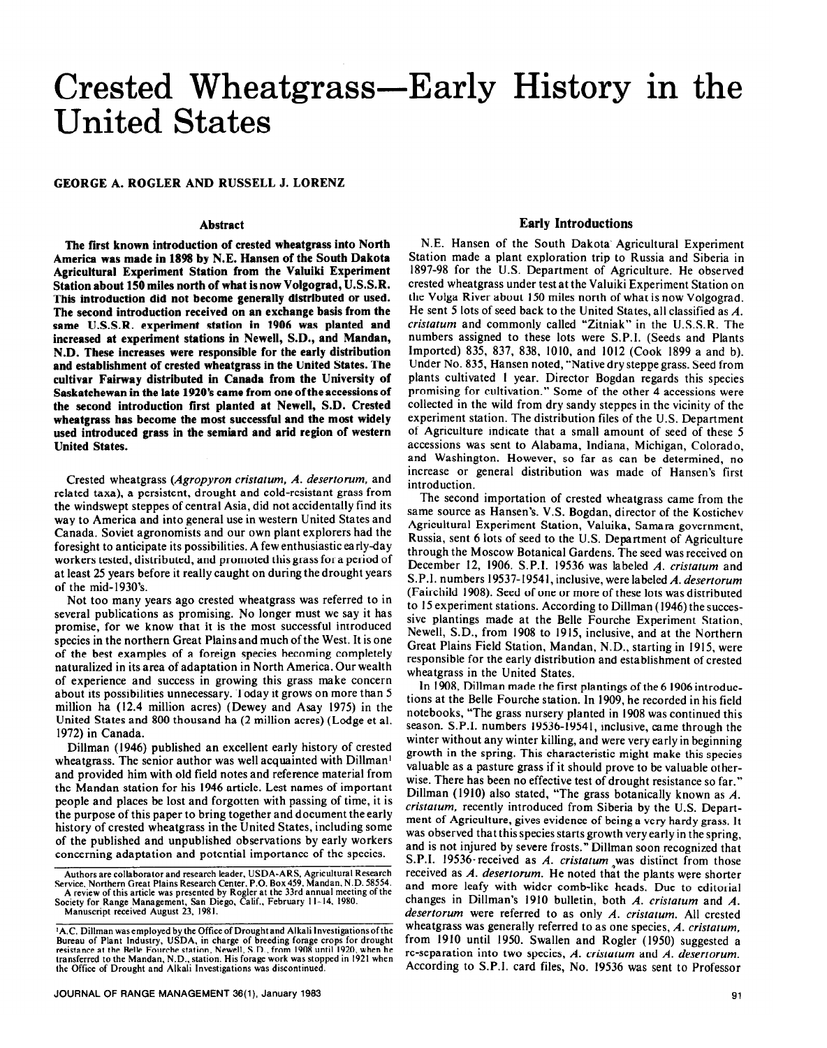# Crested Wheatgrass—Early History in the United States

**GEORGE A. ROGLER AND RUSSELL J. LORENZ**

## Abstract

**The first known introduction of crested wheatgrass into North America was made in 1898 by N.E. Hansen of the South Dakota Agricultural Experiment Station from the Valuiki Experiment Station about 150 miles north of what is now Volgograd, U.S.S.R. This introduction did not become generally distributed or used. The second introduction received on an exchange basis from the same U.S.S.R. experiment station in 1906 was planted and increased at experiment stations in Newell, S.D., and Mandan, N.D. These increases were responsible for the early distribution and establishment of crested wheatgrass in the United States. The cultivar Fairway distributed in Canada from the University of Saskatchewan in the late 1920's came from one of the accessions of the second introduction first planted at Newell, S.D. Crested wheatgrass has become the most successful and the most widely used introduced grass in the semiard and arid region of western United States.**

Crested wheatgrass (*Agropyron cristatum, A. desertorum,* and related taxa), a persistent, drought and cold-resistant grass from the windswept steppes of central Asia, did not accidentally find its way to America and into general use in western United States and Canada. Soviet agronomists and our own plant explorers had the foresight to anticipate its possibilities. A few enthusiastic early-day workers tested, distributed, and promoted this grass for a period of at least 25 years before it really caught on during the drought years of the mid-1930's.

Not too many years ago crested wheatgrass was referred to in several publications as promising. No longer must we say it has promise, for we know that it is the most successful introduced species in the northern Great Plains and much of the West. It is one of the best examples of a foreign species becoming completely naturalized in its area of adaptation in North America. Our wealth of experience and success in growing this grass make concern about its possibilities unnecessary. Today it grows on more than 5 million ha (12.4 million acres) (Dewey and Asay 1975) in the United States and 800 thousand ha (2 million acres) (Lodge et al. 1972) in Canada.

Dillman (1946) published an excellent early history of crested wheatgrass. The senior author was well acquainted with Dillman[1] and provided him with old field notes and reference material from the Mandan station for his 1946 article. Lest names of important people and places be lost and forgotten with passing of time, it is the purpose of this paper to bring together and document the early history of crested wheatgrass in the United States, including some of the published and unpublished observations by early workers concerning adaptation and potential importance of the species.

Authors are collaborator and research leader, USDA-ARS, Agricultural Research Service, Northern Great Plains Research Center, P.O. Box 459, Mandan, N.D. 58554.
A review of this article was presented by Rogler at the 33rd annual meeting of the Society for Range Management, San Diego, Calif., February 11-14, 1980.
Manuscript received August 23, 1981.

[1] A.C. Dillman was employed by the Office of Drought and Alkali Investigations of the Bureau of Plant Industry, USDA, in charge of breeding forage crops for drought resistance at the Belle Fourche station, Newell, S.D., from 1908 until 1920, when he transferred to the Mandan, N.D., station. His forage work was stopped in 1921 when the Office of Drought and Alkali Investigations was discontinued.

## Early Introductions

N.E. Hansen of the South Dakota Agricultural Experiment Station made a plant exploration trip to Russia and Siberia in 1897-98 for the U.S. Department of Agriculture. He observed crested wheatgrass under test at the Valuiki Experiment Station on the Volga River about 150 miles north of what is now Volgograd. He sent 5 lots of seed back to the United States, all classified as *A. cristatum* and commonly called "Zitniak" in the U.S.S.R. The numbers assigned to these lots were S.P.I. (Seeds and Plants Imported) 835, 837, 838, 1010, and 1012 (Cook 1899 a and b). Under No. 835, Hansen noted, "Native dry steppe grass. Seed from plants cultivated 1 year. Director Bogdan regards this species promising for cultivation." Some of the other 4 accessions were collected in the wild from dry sandy steppes in the vicinity of the experiment station. The distribution files of the U.S. Department of Agriculture indicate that a small amount of seed of these 5 accessions was sent to Alabama, Indiana, Michigan, Colorado, and Washington. However, so far as can be determined, no increase or general distribution was made of Hansen's first introduction.

The second importation of crested wheatgrass came from the same source as Hansen's. V.S. Bogdan, director of the Kostichev Agricultural Experiment Station, Valuika, Samara government, Russia, sent 6 lots of seed to the U.S. Department of Agriculture through the Moscow Botanical Gardens. The seed was received on December 12, 1906. S.P.I. 19536 was labeled *A. cristatum* and S.P.I. numbers 19537-19541, inclusive, were labeled *A. desertorum* (Fairchild 1908). Seed of one or more of these lots was distributed to 15 experiment stations. According to Dillman (1946) the successive plantings made at the Belle Fourche Experiment Station, Newell, S.D., from 1908 to 1915, inclusive, and at the Northern Great Plains Field Station, Mandan, N.D., starting in 1915, were responsible for the early distribution and establishment of crested wheatgrass in the United States.

In 1908, Dillman made the first plantings of the 6 1906 introductions at the Belle Fourche station. In 1909, he recorded in his field notebooks, "The grass nursery planted in 1908 was continued this season. S.P.I. numbers 19536-19541, inclusive, came through the winter without any winter killing, and were very early in beginning growth in the spring. This characteristic might make this species valuable as a pasture grass if it should prove to be valuable otherwise. There has been no effective test of drought resistance so far." Dillman (1910) also stated, "The grass botanically known as *A. cristatum,* recently introduced from Siberia by the U.S. Department of Agriculture, gives evidence of being a very hardy grass. It was observed that this species starts growth very early in the spring, and is not injured by severe frosts." Dillman soon recognized that S.P.I. 19536 received as *A. cristatum* was distinct from those received as *A. desertorum.* He noted that the plants were shorter and more leafy with wider comb-like heads. Due to editorial changes in Dillman's 1910 bulletin, both *A. cristatum* and *A. desertorum* were referred to as only *A. cristatum.* All crested wheatgrass was generally referred to as one species, *A. cristatum,* from 1910 until 1950. Swallen and Rogler (1950) suggested a re-separation into two species, *A. cristatum* and *A. desertorum.* According to S.P.I. card files, No. 19536 was sent to Professor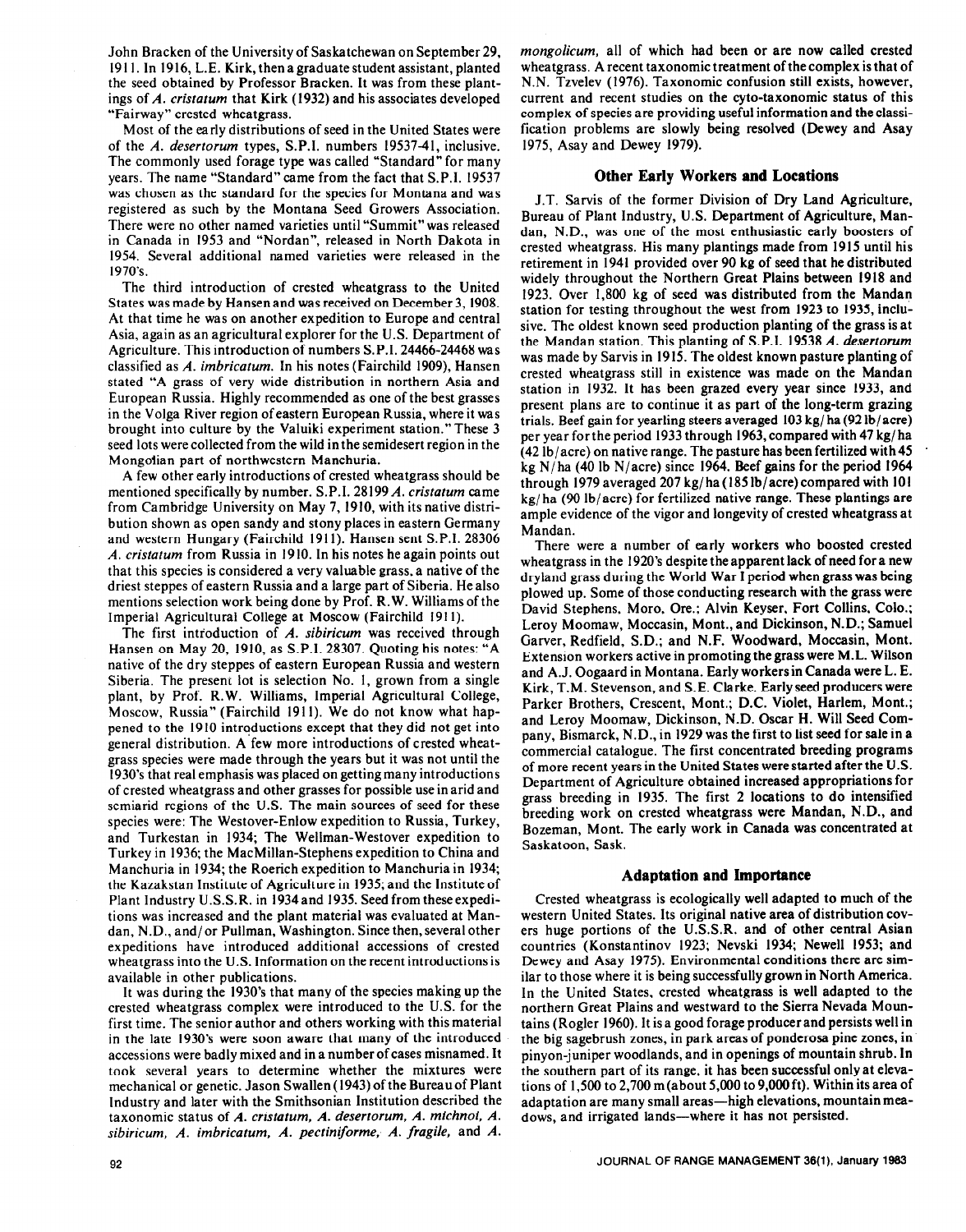John Bracken of the University of Saskatchewan on September 29, 1911. In 1916, L.E. Kirk, then a graduate student assistant, planted the seed obtained by Professor Bracken. It was from these plantings of *A. cristatum* that Kirk (1932) and his associates developed "Fairway" crested wheatgrass.

Most of the early distributions of seed in the United States were of the *A. desertorum* types, S.P.I. numbers 19537-41, inclusive. The commonly used forage type was called "Standard" for many years. The name "Standard" came from the fact that S.P.I. 19537 was chosen as the standard for the species for Montana and was registered as such by the Montana Seed Growers Association. There were no other named varieties until "Summit" was released in Canada in 1953 and "Nordan", released in North Dakota in 1954. Several additional named varieties were released in the 1970's.

The third introduction of crested wheatgrass to the United States was made by Hansen and was received on December 3, 1908. At that time he was on another expedition to Europe and central Asia, again as an agricultural explorer for the U.S. Department of Agriculture. This introduction of numbers S.P.I. 24466-24468 was classified as *A. imbricatum*. In his notes (Fairchild 1909), Hansen stated "A grass of very wide distribution in northern Asia and European Russia. Highly recommended as one of the best grasses in the Volga River region of eastern European Russia, where it was brought into culture by the Valuiki experiment station." These 3 seed lots were collected from the wild in the semidesert region in the Mongolian part of northwestern Manchuria.

A few other early introductions of crested wheatgrass should be mentioned specifically by number. S.P.I. 28199 *A. cristatum* came from Cambridge University on May 7, 1910, with its native distribution shown as open sandy and stony places in eastern Germany and western Hungary (Fairchild 1911). Hansen sent S.P.I. 28306 *A. cristatum* from Russia in 1910. In his notes he again points out that this species is considered a very valuable grass, a native of the driest steppes of eastern Russia and a large part of Siberia. He also mentions selection work being done by Prof. R.W. Williams of the Imperial Agricultural College at Moscow (Fairchild 1911).

The first introduction of *A. sibiricum* was received through Hansen on May 20, 1910, as S.P.I. 28307. Quoting his notes: "A native of the dry steppes of eastern European Russia and western Siberia. The present lot is selection No. 1, grown from a single plant, by Prof. R.W. Williams, Imperial Agricultural College, Moscow, Russia" (Fairchild 1911). We do not know what happened to the 1910 introductions except that they did not get into general distribution. A few more introductions of crested wheatgrass species were made through the years but it was not until the 1930's that real emphasis was placed on getting many introductions of crested wheatgrass and other grasses for possible use in arid and semiarid regions of the U.S. The main sources of seed for these species were: The Westover-Enlow expedition to Russia, Turkey, and Turkestan in 1934; The Wellman-Westover expedition to Turkey in 1936; the MacMillan-Stephens expedition to China and Manchuria in 1934; the Roerich expedition to Manchuria in 1934; the Kazakstan Institute of Agriculture in 1935; and the Institute of Plant Industry U.S.S.R. in 1934 and 1935. Seed from these expeditions was increased and the plant material was evaluated at Mandan, N.D., and/or Pullman, Washington. Since then, several other expeditions have introduced additional accessions of crested wheatgrass into the U.S. Information on the recent introductions is available in other publications.

It was during the 1930's that many of the species making up the crested wheatgrass complex were introduced to the U.S. for the first time. The senior author and others working with this material in the late 1930's were soon aware that many of the introduced accessions were badly mixed and in a number of cases misnamed. It took several years to determine whether the mixtures were mechanical or genetic. Jason Swallen (1943) of the Bureau of Plant Industry and later with the Smithsonian Institution described the taxonomic status of *A. cristatum, A. desertorum, A. michnoi, A. sibiricum, A. imbricatum, A. pectiniforme, A. fragile*, and *A. mongolicum*, all of which had been or are now called crested wheatgrass. A recent taxonomic treatment of the complex is that of N.N. Tzvelev (1976). Taxonomic confusion still exists, however, current and recent studies on the cyto-taxonomic status of this complex of species are providing useful information and the classification problems are slowly being resolved (Dewey and Asay 1975, Asay and Dewey 1979).

## Other Early Workers and Locations

J.T. Sarvis of the former Division of Dry Land Agriculture, Bureau of Plant Industry, U.S. Department of Agriculture, Mandan, N.D., was one of the most enthusiastic early boosters of crested wheatgrass. His many plantings made from 1915 until his retirement in 1941 provided over 90 kg of seed that he distributed widely throughout the Northern Great Plains between 1918 and 1923. Over 1,800 kg of seed was distributed from the Mandan station for testing throughout the west from 1923 to 1935, inclusive. The oldest known seed production planting of the grass is at the Mandan station. This planting of S.P.I. 19538 *A. desertorum* was made by Sarvis in 1915. The oldest known pasture planting of crested wheatgrass still in existence was made on the Mandan station in 1932. It has been grazed every year since 1933, and present plans are to continue it as part of the long-term grazing trials. Beef gain for yearling steers averaged 103 kg/ha (92 lb/acre) per year for the period 1933 through 1963, compared with 47 kg/ha (42 lb/acre) on native range. The pasture has been fertilized with 45 kg N/ha (40 lb N/acre) since 1964. Beef gains for the period 1964 through 1979 averaged 207 kg/ha (185 lb/acre) compared with 101 kg/ha (90 lb/acre) for fertilized native range. These plantings are ample evidence of the vigor and longevity of crested wheatgrass at Mandan.

There were a number of early workers who boosted crested wheatgrass in the 1920's despite the apparent lack of need for a new dryland grass during the World War I period when grass was being plowed up. Some of those conducting research with the grass were David Stephens, Moro, Ore.; Alvin Keyser, Fort Collins, Colo.; Leroy Moomaw, Moccasin, Mont., and Dickinson, N.D.; Samuel Garver, Redfield, S.D.; and N.F. Woodward, Moccasin, Mont. Extension workers active in promoting the grass were M.L. Wilson and A.J. Oogaard in Montana. Early workers in Canada were L. E. Kirk, T.M. Stevenson, and S.E. Clarke. Early seed producers were Parker Brothers, Crescent, Mont.; D.C. Violet, Harlem, Mont.; and Leroy Moomaw, Dickinson, N.D. Oscar H. Will Seed Company, Bismarck, N.D., in 1929 was the first to list seed for sale in a commercial catalogue. The first concentrated breeding programs of more recent years in the United States were started after the U.S. Department of Agriculture obtained increased appropriations for grass breeding in 1935. The first 2 locations to do intensified breeding work on crested wheatgrass were Mandan, N.D., and Bozeman, Mont. The early work in Canada was concentrated at Saskatoon, Sask.

## Adaptation and Importance

Crested wheatgrass is ecologically well adapted to much of the western United States. Its original native area of distribution covers huge portions of the U.S.S.R. and of other central Asian countries (Konstantinov 1923; Nevski 1934; Newell 1953; and Dewey and Asay 1975). Environmental conditions there are similar to those where it is being successfully grown in North America. In the United States, crested wheatgrass is well adapted to the northern Great Plains and westward to the Sierra Nevada Mountains (Rogler 1960). It is a good forage producer and persists well in the big sagebrush zones, in park areas of ponderosa pine zones, in pinyon-juniper woodlands, and in openings of mountain shrub. In the southern part of its range, it has been successful only at elevations of 1,500 to 2,700 m (about 5,000 to 9,000 ft). Within its area of adaptation are many small areas—high elevations, mountain meadows, and irrigated lands—where it has not persisted.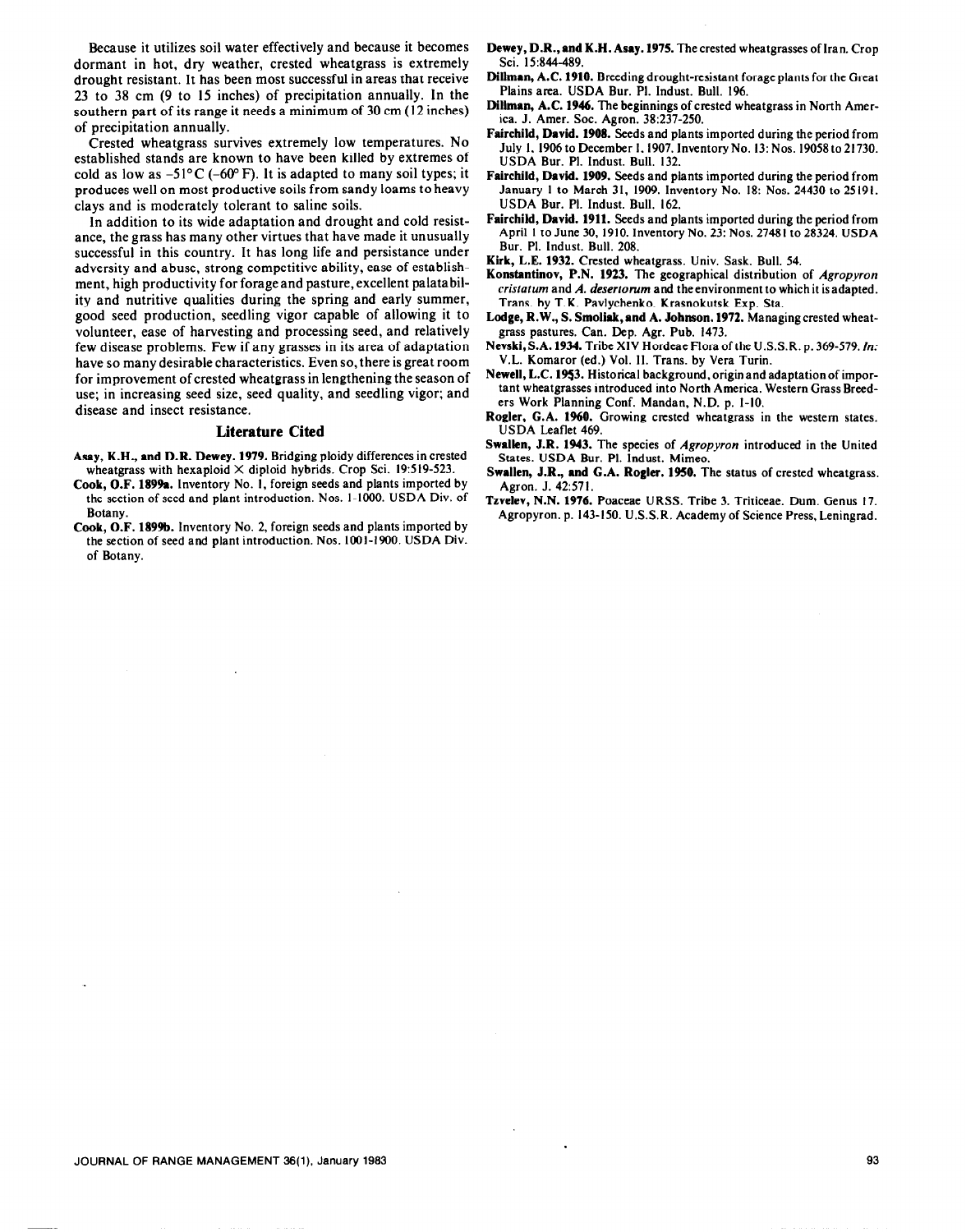Because it utilizes soil water effectively and because it becomes dormant in hot, dry weather, crested wheatgrass is extremely drought resistant. It has been most successful in areas that receive 23 to 38 cm (9 to 15 inches) of precipitation annually. In the southern part of its range it needs a minimum of 30 cm (12 inches) of precipitation annually.

Crested wheatgrass survives extremely low temperatures. No established stands are known to have been killed by extremes of cold as low as -51°C (-60°F). It is adapted to many soil types; it produces well on most productive soils from sandy loams to heavy clays and is moderately tolerant to saline soils.

In addition to its wide adaptation and drought and cold resistance, the grass has many other virtues that have made it unusually successful in this country. It has long life and persistance under adversity and abuse, strong competitive ability, ease of establishment, high productivity for forage and pasture, excellent palatability and nutritive qualities during the spring and early summer, good seed production, seedling vigor capable of allowing it to volunteer, ease of harvesting and processing seed, and relatively few disease problems. Few if any grasses in its area of adaptation have so many desirable characteristics. Even so, there is great room for improvement of crested wheatgrass in lengthening the season of use; in increasing seed size, seed quality, and seedling vigor; and disease and insect resistance.

## Literature Cited

**Asay, K.H., and D.R. Dewey. 1979.** Bridging ploidy differences in crested wheatgrass with hexaploid × diploid hybrids. Crop Sci. 19:519-523.

**Cook, O.F. 1899a.** Inventory No. 1, foreign seeds and plants imported by the section of seed and plant introduction. Nos. 1-1000. USDA Div. of Botany.

**Cook, O.F. 1899b.** Inventory No. 2, foreign seeds and plants imported by the section of seed and plant introduction. Nos. 1001-1900. USDA Div. of Botany.

**Dewey, D.R., and K.H. Asay. 1975.** The crested wheatgrasses of Iran. Crop Sci. 15:844-489.

**Dillman, A.C. 1910.** Breeding drought-resistant forage plants for the Great Plains area. USDA Bur. Pl. Indust. Bull. 196.

**Dillman, A.C. 1946.** The beginnings of crested wheatgrass in North America. J. Amer. Soc. Agron. 38:237-250.

**Fairchild, David. 1908.** Seeds and plants imported during the period from July 1, 1906 to December 1, 1907. Inventory No. 13: Nos. 19058 to 21730. USDA Bur. Pl. Indust. Bull. 132.

**Fairchild, David. 1909.** Seeds and plants imported during the period from January 1 to March 31, 1909. Inventory No. 18: Nos. 24430 to 25191. USDA Bur. Pl. Indust. Bull. 162.

**Fairchild, David. 1911.** Seeds and plants imported during the period from April 1 to June 30, 1910. Inventory No. 23: Nos. 27481 to 28324. USDA Bur. Pl. Indust. Bull. 208.

**Kirk, L.E. 1932.** Crested wheatgrass. Univ. Sask. Bull. 54.

**Konstantinov, P.N. 1923.** The geographical distribution of *Agropyron cristatum* and *A. desertorum* and the environment to which it is adapted. Trans. by T.K. Pavlychenko. Krasnokutsk Exp. Sta.

**Lodge, R.W., S. Smoliak, and A. Johnson. 1972.** Managing crested wheatgrass pastures. Can. Dep. Agr. Pub. 1473.

**Nevski, S.A. 1934.** Tribe XIV Hordeae Flora of the U.S.S.R. p. 369-579. *In:* V.L. Komaror (ed.) Vol. II. Trans. by Vera Turin.

**Newell, L.C. 1953.** Historical background, origin and adaptation of important wheatgrasses introduced into North America. Western Grass Breeders Work Planning Conf. Mandan, N.D. p. 1-10.

**Rogler, G.A. 1960.** Growing crested wheatgrass in the western states. USDA Leaflet 469.

**Swallen, J.R. 1943.** The species of *Agropyron* introduced in the United States. USDA Bur. Pl. Indust. Mimeo.

**Swallen, J.R., and G.A. Rogler. 1950.** The status of crested wheatgrass. Agron. J. 42:571.

**Tzvelev, N.N. 1976.** Poaceae URSS. Tribe 3. Triticeae. Dum. Genus 17. Agropyron. p. 143-150. U.S.S.R. Academy of Science Press, Leningrad.